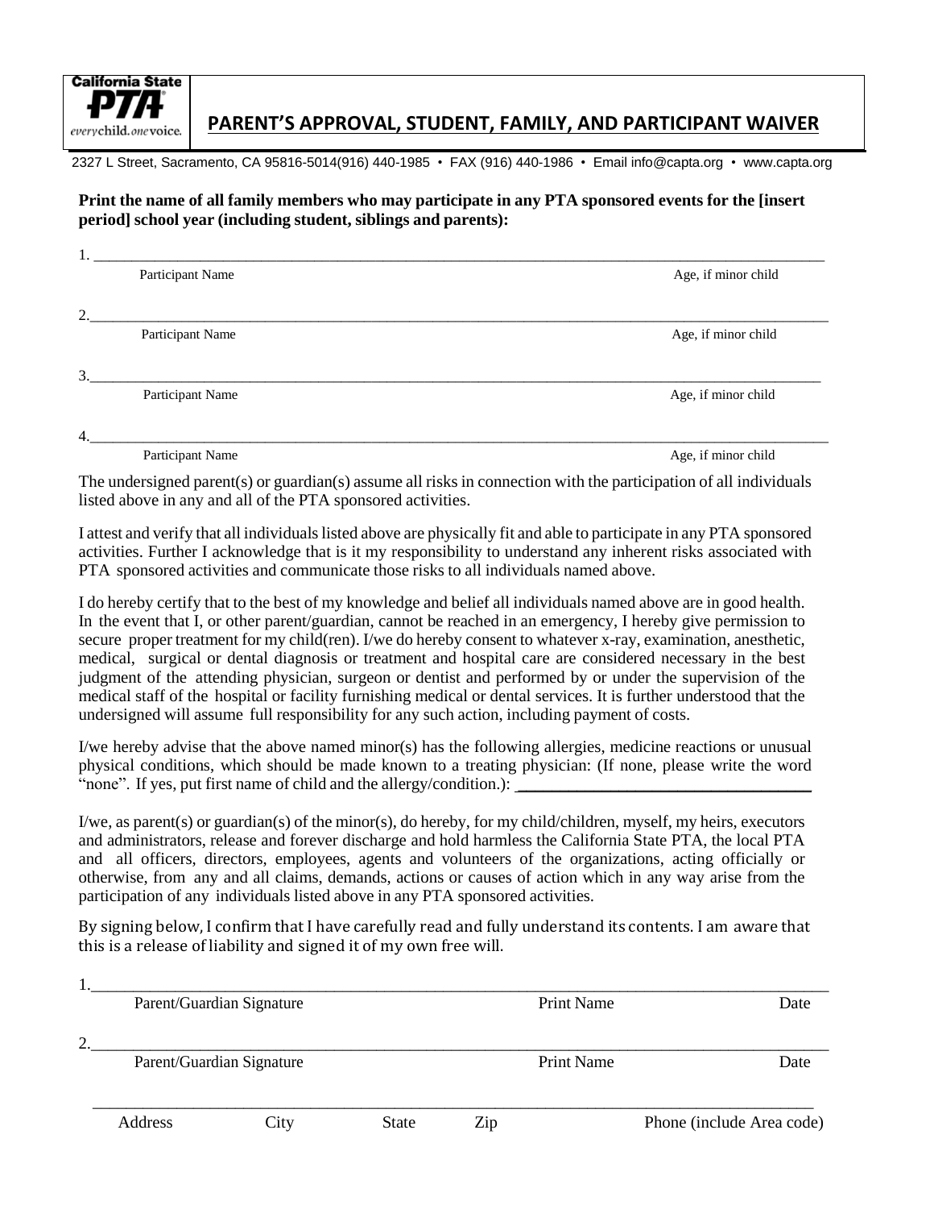California State PTA
*everychild.onevoice.*

# PARENT'S APPROVAL, STUDENT, FAMILY, AND PARTICIPANT WAIVER

2327 L Street, Sacramento, CA 95816-5014(916) 440-1985 • FAX (916) 440-1986 • Email info@capta.org • www.capta.org

**Print the name of all family members who may participate in any PTA sponsored events for the [insert period] school year (including student, siblings and parents):**

1. ______________________________________________________________________
 Participant Name                                                                                     Age, if minor child

2. ______________________________________________________________________
 Participant Name                                                                                     Age, if minor child

3. ______________________________________________________________________
 Participant Name                                                                                     Age, if minor child

4. ______________________________________________________________________
 Participant Name                                                                                     Age, if minor child

The undersigned parent(s) or guardian(s) assume all risks in connection with the participation of all individuals listed above in any and all of the PTA sponsored activities.

I attest and verify that all individuals listed above are physically fit and able to participate in any PTA sponsored activities. Further I acknowledge that is it my responsibility to understand any inherent risks associated with PTA sponsored activities and communicate those risks to all individuals named above.

I do hereby certify that to the best of my knowledge and belief all individuals named above are in good health. In the event that I, or other parent/guardian, cannot be reached in an emergency, I hereby give permission to secure proper treatment for my child(ren). I/we do hereby consent to whatever x-ray, examination, anesthetic, medical, surgical or dental diagnosis or treatment and hospital care are considered necessary in the best judgment of the attending physician, surgeon or dentist and performed by or under the supervision of the medical staff of the hospital or facility furnishing medical or dental services. It is further understood that the undersigned will assume full responsibility for any such action, including payment of costs.

I/we hereby advise that the above named minor(s) has the following allergies, medicine reactions or unusual physical conditions, which should be made known to a treating physician: (If none, please write the word "none". If yes, put first name of child and the allergy/condition.): ______________________________

I/we, as parent(s) or guardian(s) of the minor(s), do hereby, for my child/children, myself, my heirs, executors and administrators, release and forever discharge and hold harmless the California State PTA, the local PTA and all officers, directors, employees, agents and volunteers of the organizations, acting officially or otherwise, from any and all claims, demands, actions or causes of action which in any way arise from the participation of any individuals listed above in any PTA sponsored activities.

By signing below, I confirm that I have carefully read and fully understand its contents. I am aware that this is a release of liability and signed it of my own free will.

1. ______________________________________________________________________
 Parent/Guardian Signature                                    Print Name                                    Date

2. ______________________________________________________________________
 Parent/Guardian Signature                                    Print Name                                    Date

______________________________________________________________________
Address          City          State          Zip                    Phone (include Area code)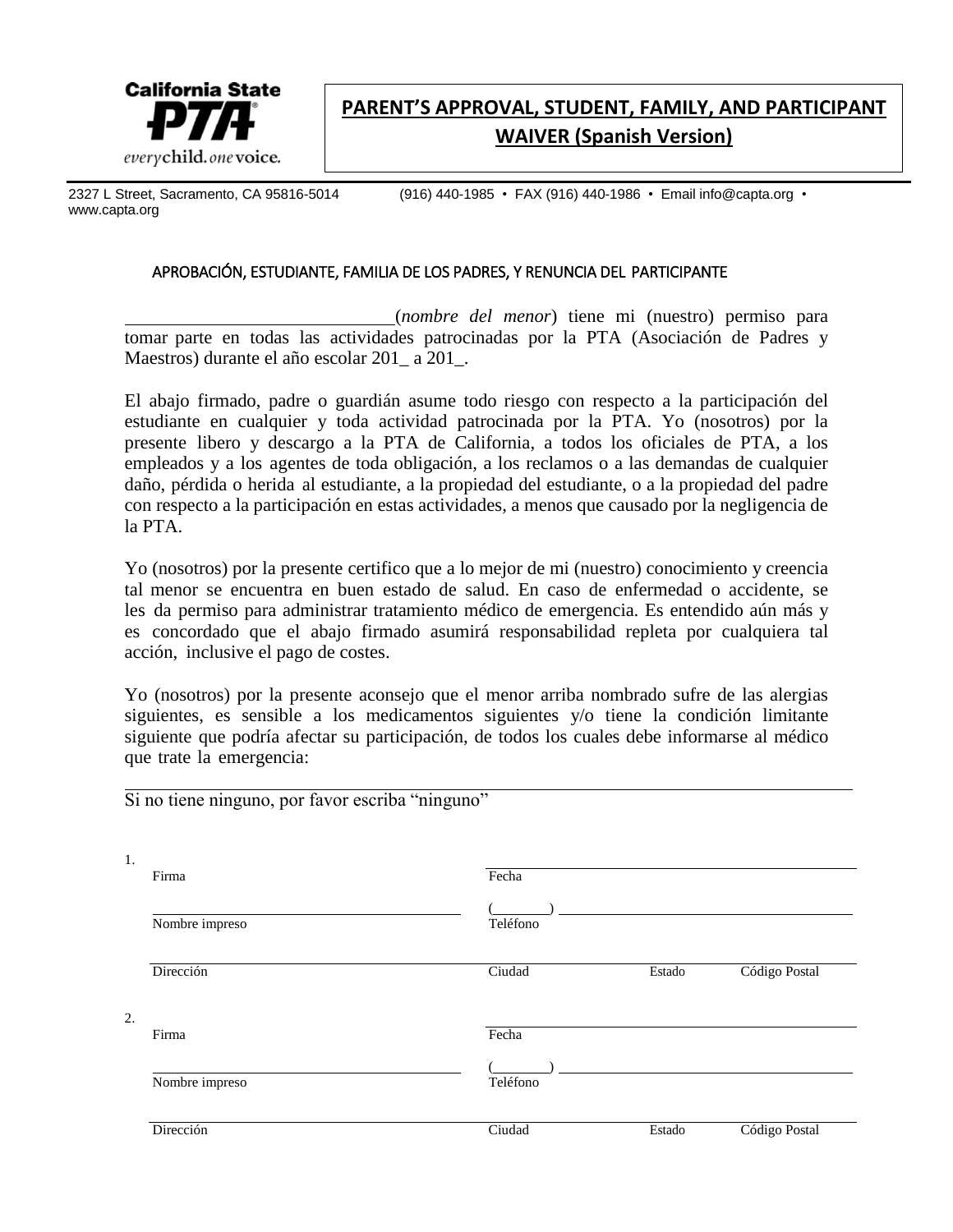California State PTA®
*everychild.onevoice.*

# PARENT'S APPROVAL, STUDENT, FAMILY, AND PARTICIPANT WAIVER (Spanish Version)

2327 L Street, Sacramento, CA 95816-5014 (916) 440-1985 • FAX (916) 440-1986 • Email info@capta.org • www.capta.org

## APROBACIÓN, ESTUDIANTE, FAMILIA DE LOS PADRES, Y RENUNCIA DEL PARTICIPANTE

_____________________________(*nombre del menor*) tiene mi (nuestro) permiso para tomar parte en todas las actividades patrocinadas por la PTA (Asociación de Padres y Maestros) durante el año escolar 201_ a 201_.

El abajo firmado, padre o guardián asume todo riesgo con respecto a la participación del estudiante en cualquier y toda actividad patrocinada por la PTA. Yo (nosotros) por la presente libero y descargo a la PTA de California, a todos los oficiales de PTA, a los empleados y a los agentes de toda obligación, a los reclamos o a las demandas de cualquier daño, pérdida o herida al estudiante, a la propiedad del estudiante, o a la propiedad del padre con respecto a la participación en estas actividades, a menos que causado por la negligencia de la PTA.

Yo (nosotros) por la presente certifico que a lo mejor de mi (nuestro) conocimiento y creencia tal menor se encuentra en buen estado de salud. En caso de enfermedad o accidente, se les da permiso para administrar tratamiento médico de emergencia. Es entendido aún más y es concordado que el abajo firmado asumirá responsabilidad repleta por cualquiera tal acción, inclusive el pago de costes.

Yo (nosotros) por la presente aconsejo que el menor arriba nombrado sufre de las alergias siguientes, es sensible a los medicamentos siguientes y/o tiene la condición limitante siguiente que podría afectar su participación, de todos los cuales debe informarse al médico que trate la emergencia:

_____________________________________________________________________________

Si no tiene ninguno, por favor escriba "ninguno"

1. _________________________ Firma _________________________ Fecha

_________________________ Nombre impreso (_______) _________________________ Teléfono

_________________________ Dirección _____________ Ciudad _______ Estado _______ Código Postal

2. _________________________ Firma _________________________ Fecha

_________________________ Nombre impreso (_______) _________________________ Teléfono

_________________________ Dirección _____________ Ciudad _______ Estado _______ Código Postal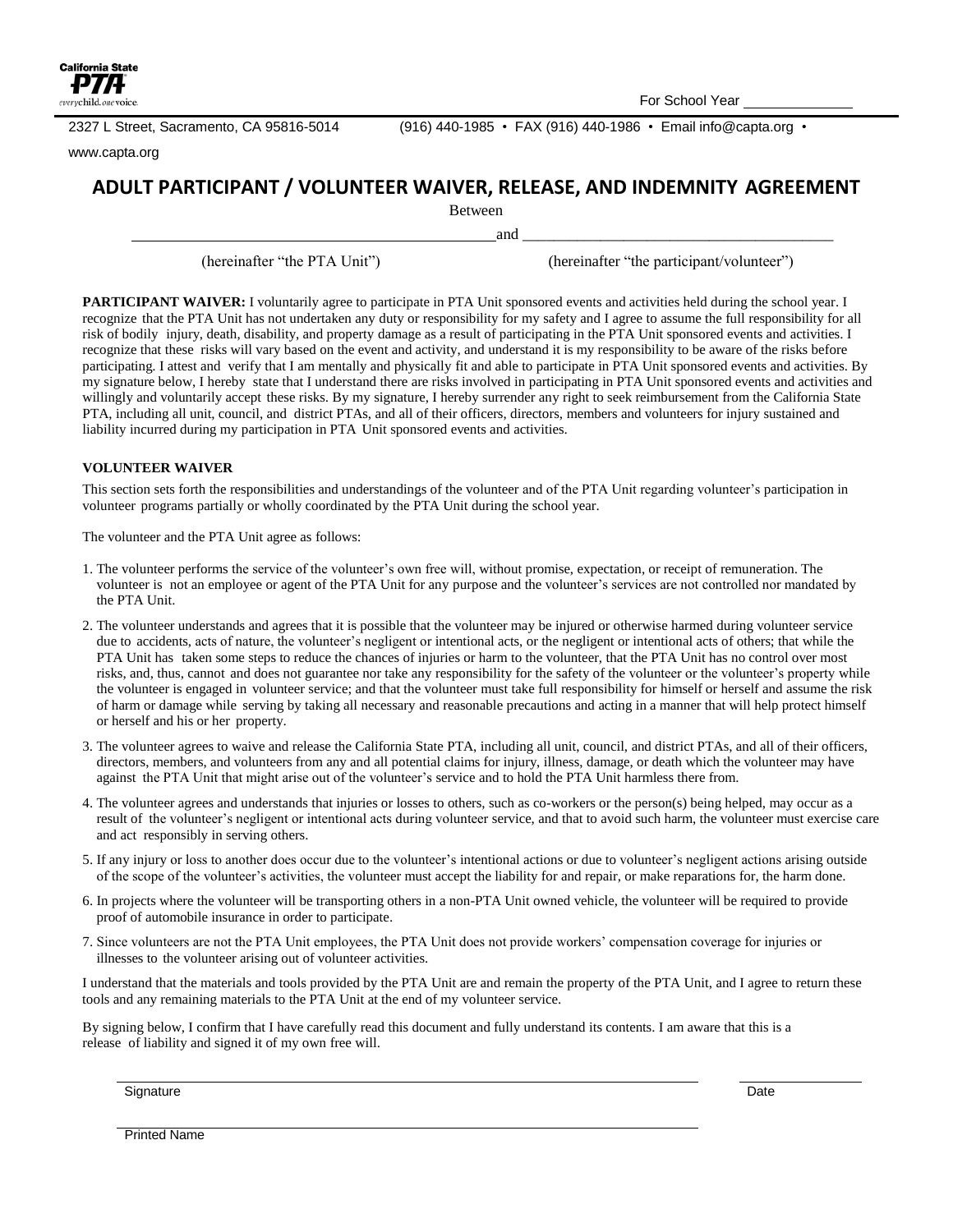California State PTA
everychild.onevoice.

For School Year ____________

2327 L Street, Sacramento, CA 95816-5014 (916) 440-1985 • FAX (916) 440-1986 • Email info@capta.org • www.capta.org

# ADULT PARTICIPANT / VOLUNTEER WAIVER, RELEASE, AND INDEMNITY AGREEMENT

Between

______________________________________ and ______________________________________

(hereinafter "the PTA Unit") (hereinafter "the participant/volunteer")

**PARTICIPANT WAIVER:** I voluntarily agree to participate in PTA Unit sponsored events and activities held during the school year. I recognize that the PTA Unit has not undertaken any duty or responsibility for my safety and I agree to assume the full responsibility for all risk of bodily injury, death, disability, and property damage as a result of participating in the PTA Unit sponsored events and activities. I recognize that these risks will vary based on the event and activity, and understand it is my responsibility to be aware of the risks before participating. I attest and verify that I am mentally and physically fit and able to participate in PTA Unit sponsored events and activities. By my signature below, I hereby state that I understand there are risks involved in participating in PTA Unit sponsored events and activities and willingly and voluntarily accept these risks. By my signature, I hereby surrender any right to seek reimbursement from the California State PTA, including all unit, council, and district PTAs, and all of their officers, directors, members and volunteers for injury sustained and liability incurred during my participation in PTA Unit sponsored events and activities.

**VOLUNTEER WAIVER**

This section sets forth the responsibilities and understandings of the volunteer and of the PTA Unit regarding volunteer's participation in volunteer programs partially or wholly coordinated by the PTA Unit during the school year.

The volunteer and the PTA Unit agree as follows:

1. The volunteer performs the service of the volunteer's own free will, without promise, expectation, or receipt of remuneration. The volunteer is not an employee or agent of the PTA Unit for any purpose and the volunteer's services are not controlled nor mandated by the PTA Unit.
2. The volunteer understands and agrees that it is possible that the volunteer may be injured or otherwise harmed during volunteer service due to accidents, acts of nature, the volunteer's negligent or intentional acts, or the negligent or intentional acts of others; that while the PTA Unit has taken some steps to reduce the chances of injuries or harm to the volunteer, that the PTA Unit has no control over most risks, and, thus, cannot and does not guarantee nor take any responsibility for the safety of the volunteer or the volunteer's property while the volunteer is engaged in volunteer service; and that the volunteer must take full responsibility for himself or herself and assume the risk of harm or damage while serving by taking all necessary and reasonable precautions and acting in a manner that will help protect himself or herself and his or her property.
3. The volunteer agrees to waive and release the California State PTA, including all unit, council, and district PTAs, and all of their officers, directors, members, and volunteers from any and all potential claims for injury, illness, damage, or death which the volunteer may have against the PTA Unit that might arise out of the volunteer's service and to hold the PTA Unit harmless there from.
4. The volunteer agrees and understands that injuries or losses to others, such as co-workers or the person(s) being helped, may occur as a result of the volunteer's negligent or intentional acts during volunteer service, and that to avoid such harm, the volunteer must exercise care and act responsibly in serving others.
5. If any injury or loss to another does occur due to the volunteer's intentional actions or due to volunteer's negligent actions arising outside of the scope of the volunteer's activities, the volunteer must accept the liability for and repair, or make reparations for, the harm done.
6. In projects where the volunteer will be transporting others in a non-PTA Unit owned vehicle, the volunteer will be required to provide proof of automobile insurance in order to participate.
7. Since volunteers are not the PTA Unit employees, the PTA Unit does not provide workers' compensation coverage for injuries or illnesses to the volunteer arising out of volunteer activities.

I understand that the materials and tools provided by the PTA Unit are and remain the property of the PTA Unit, and I agree to return these tools and any remaining materials to the PTA Unit at the end of my volunteer service.

By signing below, I confirm that I have carefully read this document and fully understand its contents. I am aware that this is a release of liability and signed it of my own free will.

______________________________________ ____________

Signature Date

______________________________________

Printed Name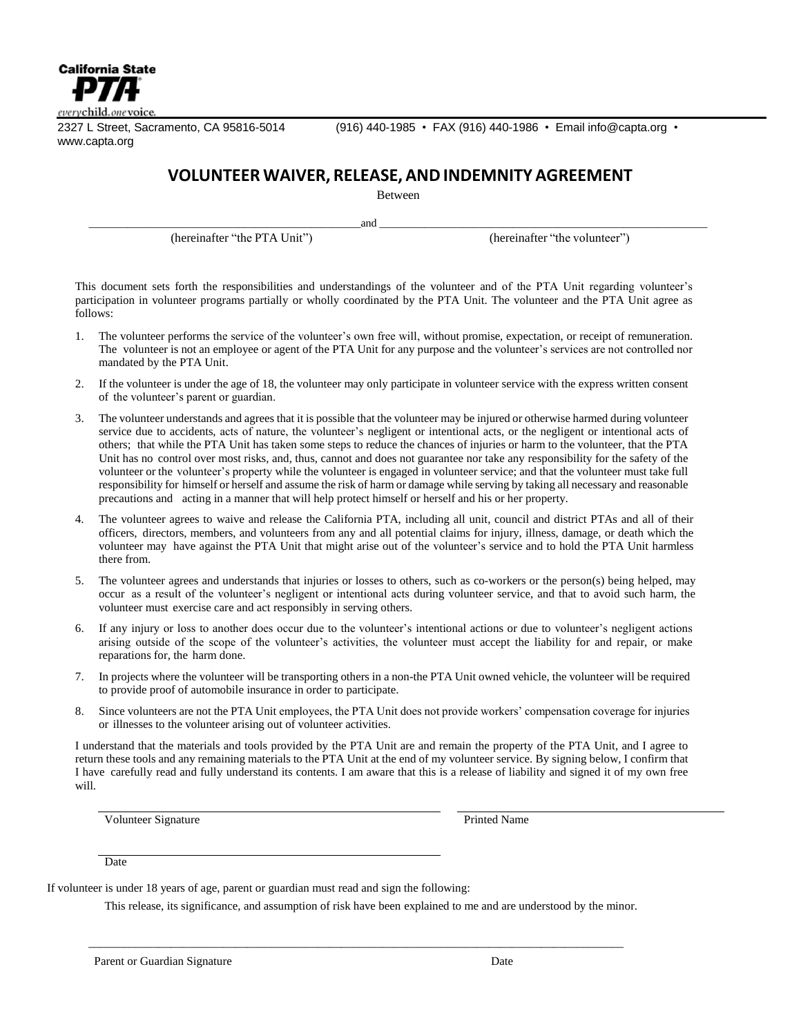California State PTA

everychild.onevoice.

2327 L Street, Sacramento, CA 95816-5014 (916) 440-1985 • FAX (916) 440-1986 • Email info@capta.org • www.capta.org

# VOLUNTEER WAIVER, RELEASE, AND INDEMNITY AGREEMENT

Between

_______________________________________________ and _______________________________________________

(hereinafter "the PTA Unit") (hereinafter "the volunteer")

This document sets forth the responsibilities and understandings of the volunteer and of the PTA Unit regarding volunteer's participation in volunteer programs partially or wholly coordinated by the PTA Unit. The volunteer and the PTA Unit agree as follows:

1. The volunteer performs the service of the volunteer's own free will, without promise, expectation, or receipt of remuneration. The volunteer is not an employee or agent of the PTA Unit for any purpose and the volunteer's services are not controlled nor mandated by the PTA Unit.
2. If the volunteer is under the age of 18, the volunteer may only participate in volunteer service with the express written consent of the volunteer's parent or guardian.
3. The volunteer understands and agrees that it is possible that the volunteer may be injured or otherwise harmed during volunteer service due to accidents, acts of nature, the volunteer's negligent or intentional acts, or the negligent or intentional acts of others; that while the PTA Unit has taken some steps to reduce the chances of injuries or harm to the volunteer, that the PTA Unit has no control over most risks, and, thus, cannot and does not guarantee nor take any responsibility for the safety of the volunteer or the volunteer's property while the volunteer is engaged in volunteer service; and that the volunteer must take full responsibility for himself or herself and assume the risk of harm or damage while serving by taking all necessary and reasonable precautions and acting in a manner that will help protect himself or herself and his or her property.
4. The volunteer agrees to waive and release the California PTA, including all unit, council and district PTAs and all of their officers, directors, members, and volunteers from any and all potential claims for injury, illness, damage, or death which the volunteer may have against the PTA Unit that might arise out of the volunteer's service and to hold the PTA Unit harmless there from.
5. The volunteer agrees and understands that injuries or losses to others, such as co-workers or the person(s) being helped, may occur as a result of the volunteer's negligent or intentional acts during volunteer service, and that to avoid such harm, the volunteer must exercise care and act responsibly in serving others.
6. If any injury or loss to another does occur due to the volunteer's intentional actions or due to volunteer's negligent actions arising outside of the scope of the volunteer's activities, the volunteer must accept the liability for and repair, or make reparations for, the harm done.
7. In projects where the volunteer will be transporting others in a non-the PTA Unit owned vehicle, the volunteer will be required to provide proof of automobile insurance in order to participate.
8. Since volunteers are not the PTA Unit employees, the PTA Unit does not provide workers' compensation coverage for injuries or illnesses to the volunteer arising out of volunteer activities.

I understand that the materials and tools provided by the PTA Unit are and remain the property of the PTA Unit, and I agree to return these tools and any remaining materials to the PTA Unit at the end of my volunteer service. By signing below, I confirm that I have carefully read and fully understand its contents. I am aware that this is a release of liability and signed it of my own free will.

_______________________________________________ _______________________________________________

Volunteer Signature Printed Name

_______________________________________________

Date

If volunteer is under 18 years of age, parent or guardian must read and sign the following:

This release, its significance, and assumption of risk have been explained to me and are understood by the minor.

_______________________________________________________________________________________

Parent or Guardian Signature Date